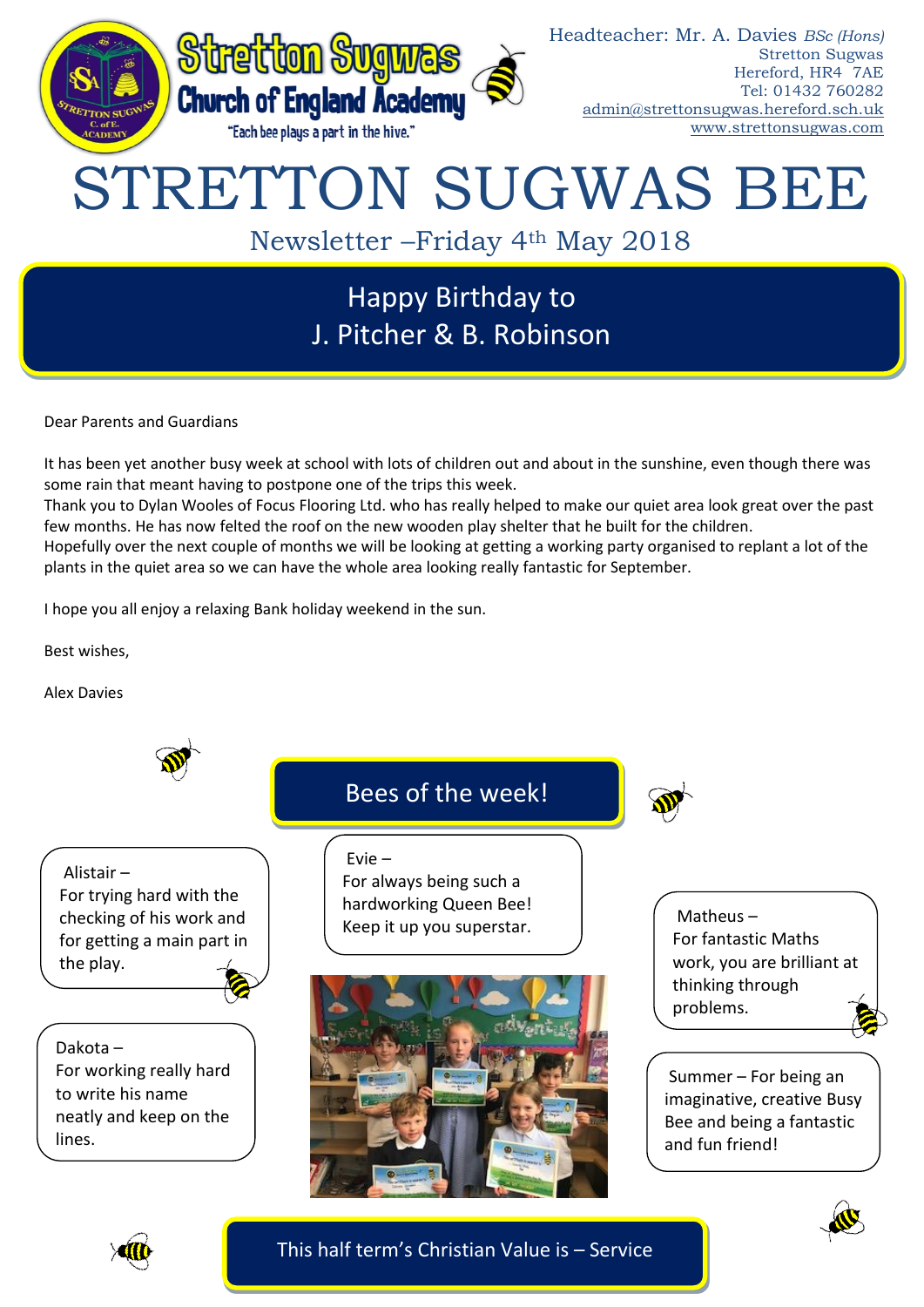Stretton Sugwas Church of England Academy

"Each bee plays a part in the hive."

Headteacher: Mr. A. Davies *BSc (Hons)*
Stretton Sugwas
Hereford, HR4 7AE
Tel: 01432 760282
admin@strettonsugwas.hereford.sch.uk
www.strettonsugwas.com

# STRETTON SUGWAS BEE

## Newsletter –Friday 4th May 2018

## Happy Birthday to J. Pitcher & B. Robinson

Dear Parents and Guardians

It has been yet another busy week at school with lots of children out and about in the sunshine, even though there was some rain that meant having to postpone one of the trips this week.

Thank you to Dylan Wooles of Focus Flooring Ltd. who has really helped to make our quiet area look great over the past few months. He has now felted the roof on the new wooden play shelter that he built for the children.

Hopefully over the next couple of months we will be looking at getting a working party organised to replant a lot of the plants in the quiet area so we can have the whole area looking really fantastic for September.

I hope you all enjoy a relaxing Bank holiday weekend in the sun.

Best wishes,

Alex Davies

## Bees of the week!

Alistair – For trying hard with the checking of his work and for getting a main part in the play.

Evie – For always being such a hardworking Queen Bee! Keep it up you superstar.

Matheus – For fantastic Maths work, you are brilliant at thinking through problems.

Dakota – For working really hard to write his name neatly and keep on the lines.

Summer – For being an imaginative, creative Busy Bee and being a fantastic and fun friend!

## This half term's Christian Value is – Service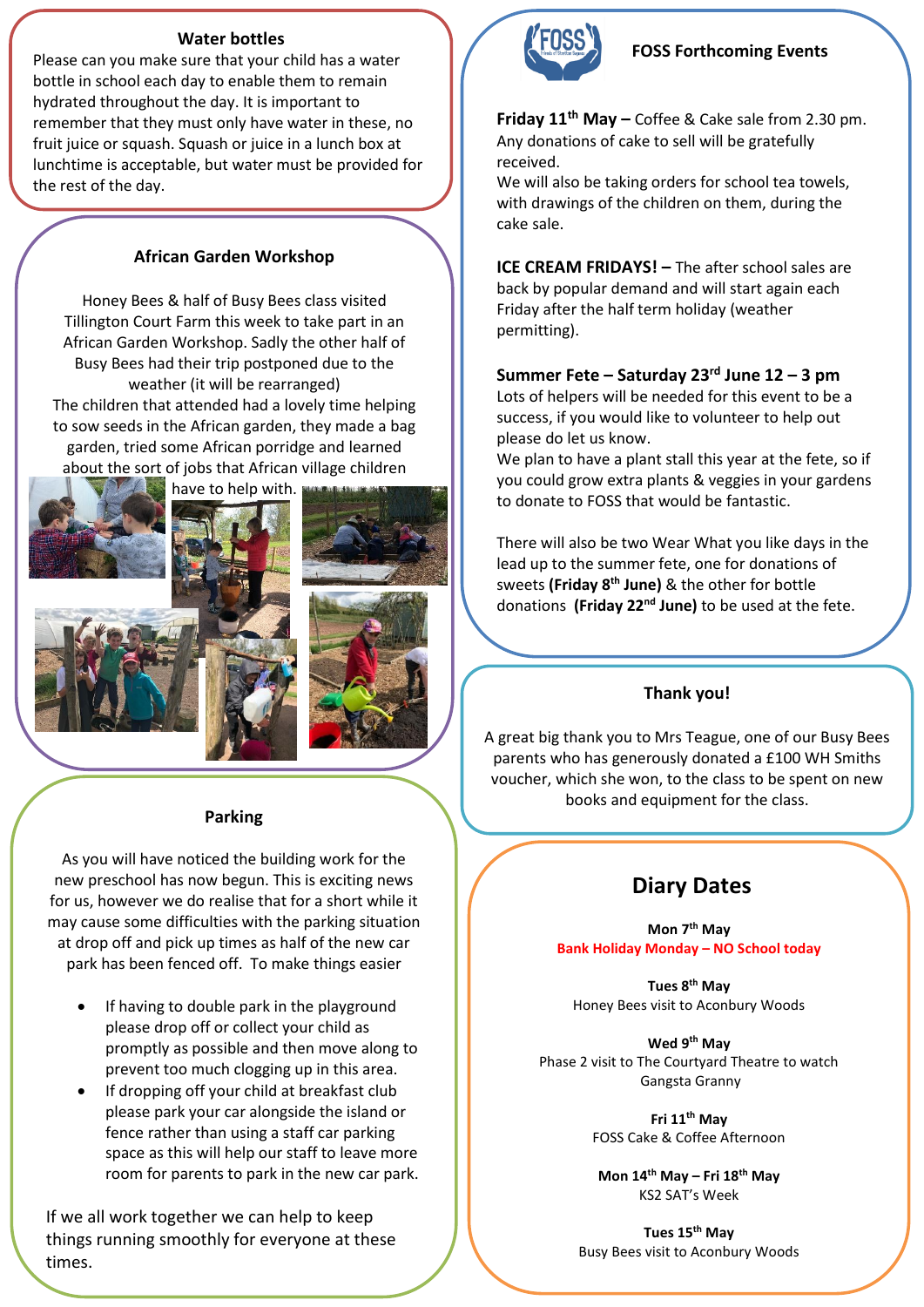## Water bottles

Please can you make sure that your child has a water bottle in school each day to enable them to remain hydrated throughout the day. It is important to remember that they must only have water in these, no fruit juice or squash. Squash or juice in a lunch box at lunchtime is acceptable, but water must be provided for the rest of the day.

## African Garden Workshop

Honey Bees & half of Busy Bees class visited Tillington Court Farm this week to take part in an African Garden Workshop. Sadly the other half of Busy Bees had their trip postponed due to the weather (it will be rearranged)

The children that attended had a lovely time helping to sow seeds in the African garden, they made a bag garden, tried some African porridge and learned about the sort of jobs that African village children have to help with.

## Parking

As you will have noticed the building work for the new preschool has now begun. This is exciting news for us, however we do realise that for a short while it may cause some difficulties with the parking situation at drop off and pick up times as half of the new car park has been fenced off. To make things easier

- If having to double park in the playground please drop off or collect your child as promptly as possible and then move along to prevent too much clogging up in this area.
- If dropping off your child at breakfast club please park your car alongside the island or fence rather than using a staff car parking space as this will help our staff to leave more room for parents to park in the new car park.

If we all work together we can help to keep things running smoothly for everyone at these times.

## FOSS Forthcoming Events

**Friday 11th May –** Coffee & Cake sale from 2.30 pm. Any donations of cake to sell will be gratefully received.

We will also be taking orders for school tea towels, with drawings of the children on them, during the cake sale.

**ICE CREAM FRIDAYS! –** The after school sales are back by popular demand and will start again each Friday after the half term holiday (weather permitting).

**Summer Fete – Saturday 23rd June 12 – 3 pm**

Lots of helpers will be needed for this event to be a success, if you would like to volunteer to help out please do let us know.

We plan to have a plant stall this year at the fete, so if you could grow extra plants & veggies in your gardens to donate to FOSS that would be fantastic.

There will also be two Wear What you like days in the lead up to the summer fete, one for donations of sweets **(Friday 8th June)** & the other for bottle donations **(Friday 22nd June)** to be used at the fete.

## Thank you!

A great big thank you to Mrs Teague, one of our Busy Bees parents who has generously donated a £100 WH Smiths voucher, which she won, to the class to be spent on new books and equipment for the class.

## Diary Dates

**Mon 7th May**
**Bank Holiday Monday – NO School today**

**Tues 8th May**
Honey Bees visit to Aconbury Woods

**Wed 9th May**
Phase 2 visit to The Courtyard Theatre to watch Gangsta Granny

**Fri 11th May**
FOSS Cake & Coffee Afternoon

**Mon 14th May – Fri 18th May**
KS2 SAT's Week

**Tues 15th May**
Busy Bees visit to Aconbury Woods